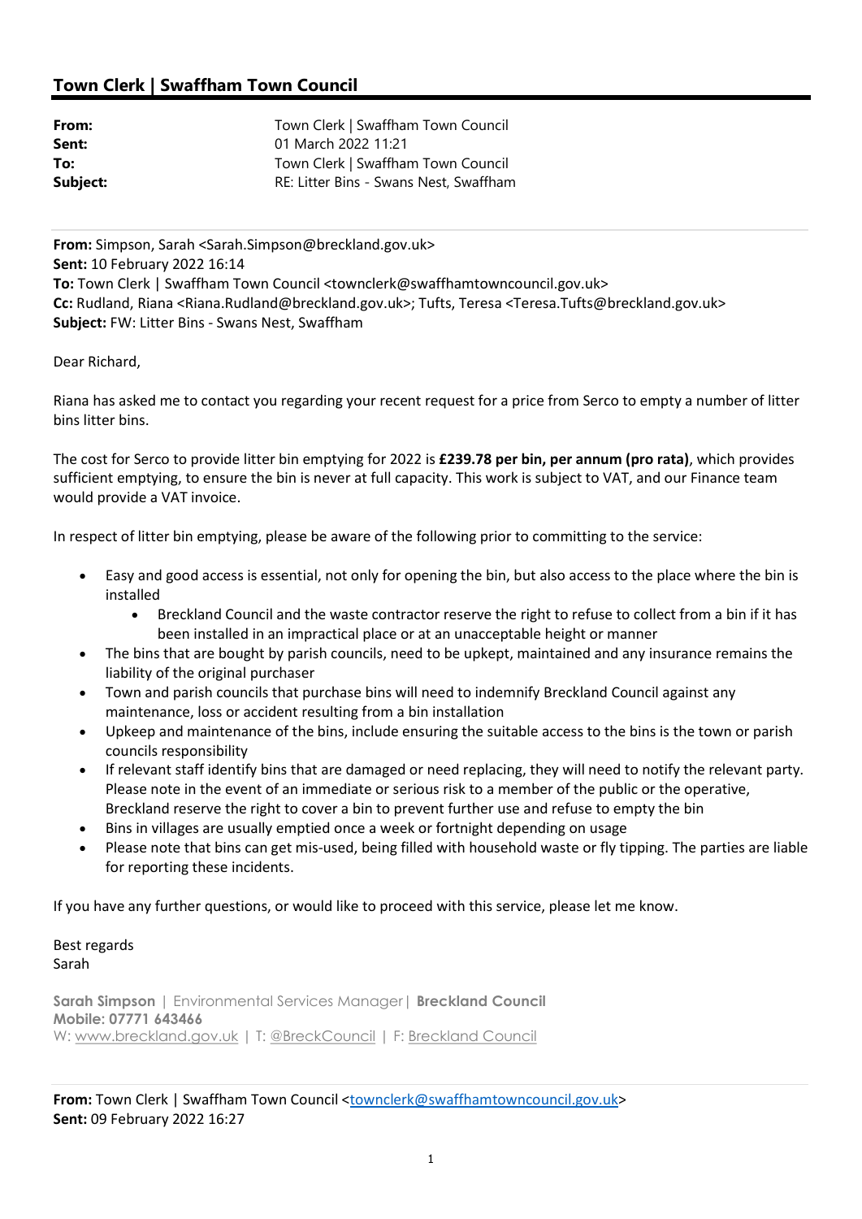# Town Clerk | Swaffham Town Council

| | |
|---|---|
| **From:** | Town Clerk \| Swaffham Town Council |
| **Sent:** | 01 March 2022 11:21 |
| **To:** | Town Clerk \| Swaffham Town Council |
| **Subject:** | RE: Litter Bins - Swans Nest, Swaffham |

**From:** Simpson, Sarah <Sarah.Simpson@breckland.gov.uk>
**Sent:** 10 February 2022 16:14
**To:** Town Clerk | Swaffham Town Council <townclerk@swaffhamtowncouncil.gov.uk>
**Cc:** Rudland, Riana <Riana.Rudland@breckland.gov.uk>; Tufts, Teresa <Teresa.Tufts@breckland.gov.uk>
**Subject:** FW: Litter Bins - Swans Nest, Swaffham

Dear Richard,

Riana has asked me to contact you regarding your recent request for a price from Serco to empty a number of litter bins litter bins.

The cost for Serco to provide litter bin emptying for 2022 is **£239.78 per bin, per annum (pro rata)**, which provides sufficient emptying, to ensure the bin is never at full capacity. This work is subject to VAT, and our Finance team would provide a VAT invoice.

In respect of litter bin emptying, please be aware of the following prior to committing to the service:

- Easy and good access is essential, not only for opening the bin, but also access to the place where the bin is installed
  - Breckland Council and the waste contractor reserve the right to refuse to collect from a bin if it has been installed in an impractical place or at an unacceptable height or manner
- The bins that are bought by parish councils, need to be upkept, maintained and any insurance remains the liability of the original purchaser
- Town and parish councils that purchase bins will need to indemnify Breckland Council against any maintenance, loss or accident resulting from a bin installation
- Upkeep and maintenance of the bins, include ensuring the suitable access to the bins is the town or parish councils responsibility
- If relevant staff identify bins that are damaged or need replacing, they will need to notify the relevant party. Please note in the event of an immediate or serious risk to a member of the public or the operative, Breckland reserve the right to cover a bin to prevent further use and refuse to empty the bin
- Bins in villages are usually emptied once a week or fortnight depending on usage
- Please note that bins can get mis-used, being filled with household waste or fly tipping. The parties are liable for reporting these incidents.

If you have any further questions, or would like to proceed with this service, please let me know.

Best regards
Sarah

**Sarah Simpson** | Environmental Services Manager | **Breckland Council**
**Mobile: 07771 643466**
W: www.breckland.gov.uk | T: @BreckCouncil | F: Breckland Council

**From:** Town Clerk | Swaffham Town Council <townclerk@swaffhamtowncouncil.gov.uk>
**Sent:** 09 February 2022 16:27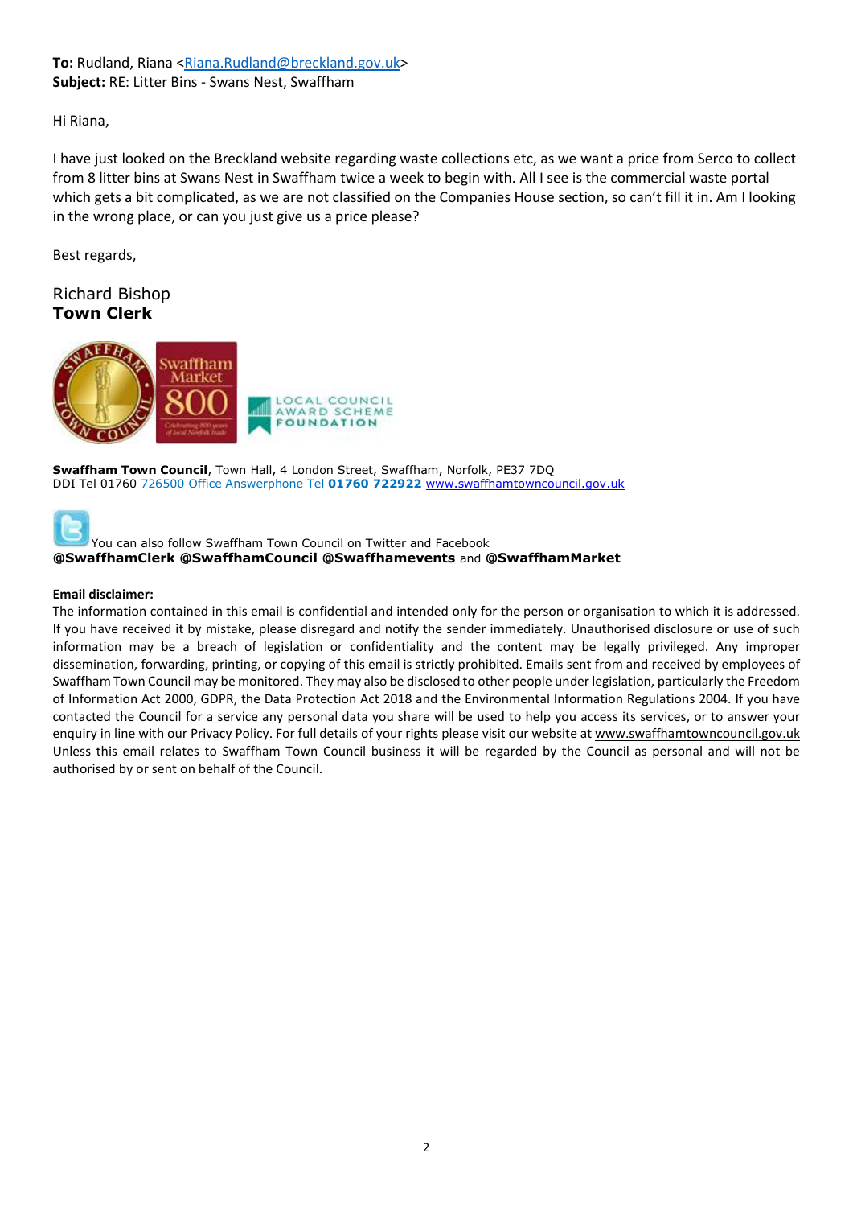**To:** Rudland, Riana <Riana.Rudland@breckland.gov.uk>
**Subject:** RE: Litter Bins - Swans Nest, Swaffham

Hi Riana,

I have just looked on the Breckland website regarding waste collections etc, as we want a price from Serco to collect from 8 litter bins at Swans Nest in Swaffham twice a week to begin with. All I see is the commercial waste portal which gets a bit complicated, as we are not classified on the Companies House section, so can't fill it in. Am I looking in the wrong place, or can you just give us a price please?

Best regards,

Richard Bishop
**Town Clerk**

**Swaffham Town Council**, Town Hall, 4 London Street, Swaffham, Norfolk, PE37 7DQ
DDI Tel 01760 726500 Office Answerphone Tel **01760 722922** www.swaffhamtowncouncil.gov.uk

You can also follow Swaffham Town Council on Twitter and Facebook
**@SwaffhamClerk @SwaffhamCouncil @Swaffhamevents** and **@SwaffhamMarket**

**Email disclaimer:**
The information contained in this email is confidential and intended only for the person or organisation to which it is addressed. If you have received it by mistake, please disregard and notify the sender immediately. Unauthorised disclosure or use of such information may be a breach of legislation or confidentiality and the content may be legally privileged. Any improper dissemination, forwarding, printing, or copying of this email is strictly prohibited. Emails sent from and received by employees of Swaffham Town Council may be monitored. They may also be disclosed to other people under legislation, particularly the Freedom of Information Act 2000, GDPR, the Data Protection Act 2018 and the Environmental Information Regulations 2004. If you have contacted the Council for a service any personal data you share will be used to help you access its services, or to answer your enquiry in line with our Privacy Policy. For full details of your rights please visit our website at www.swaffhamtowncouncil.gov.uk Unless this email relates to Swaffham Town Council business it will be regarded by the Council as personal and will not be authorised by or sent on behalf of the Council.